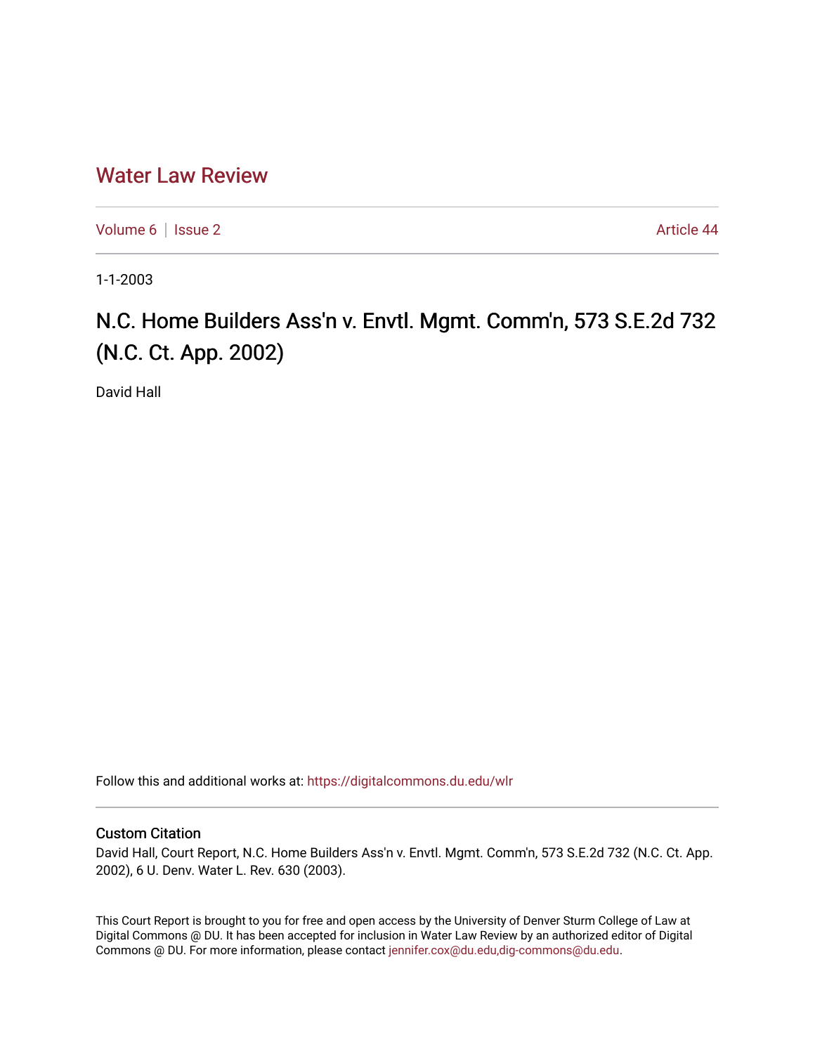# Water Law Review

Volume 6 | Issue 2 Article 44

1-1-2003

## N.C. Home Builders Ass'n v. Envtl. Mgmt. Comm'n, 573 S.E.2d 732 (N.C. Ct. App. 2002)

David Hall

Follow this and additional works at: https://digitalcommons.du.edu/wlr

### Custom Citation

David Hall, Court Report, N.C. Home Builders Ass'n v. Envtl. Mgmt. Comm'n, 573 S.E.2d 732 (N.C. Ct. App. 2002), 6 U. Denv. Water L. Rev. 630 (2003).

This Court Report is brought to you for free and open access by the University of Denver Sturm College of Law at Digital Commons @ DU. It has been accepted for inclusion in Water Law Review by an authorized editor of Digital Commons @ DU. For more information, please contact jennifer.cox@du.edu,dig-commons@du.edu.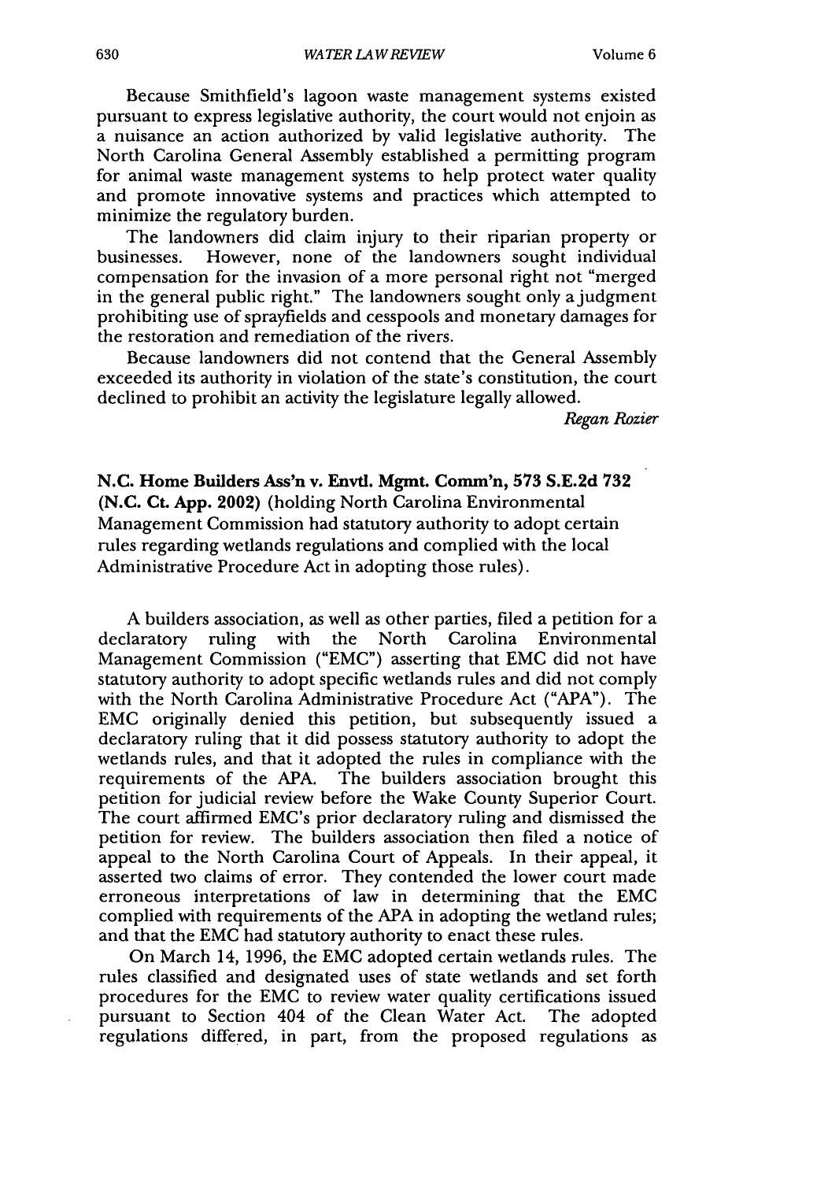Because Smithfield's lagoon waste management systems existed pursuant to express legislative authority, the court would not enjoin as a nuisance an action authorized by valid legislative authority. The North Carolina General Assembly established a permitting program for animal waste management systems to help protect water quality and promote innovative systems and practices which attempted to minimize the regulatory burden.

The landowners did claim injury to their riparian property or businesses. However, none of the landowners sought individual compensation for the invasion of a more personal right not "merged in the general public right." The landowners sought only a judgment prohibiting use of sprayfields and cesspools and monetary damages for the restoration and remediation of the rivers.

Because landowners did not contend that the General Assembly exceeded its authority in violation of the state's constitution, the court declined to prohibit an activity the legislature legally allowed.

*Regan Rozier*

**N.C. Home Builders Ass'n v. Envtl. Mgmt. Comm'n, 573 S.E.2d 732 (N.C. Ct. App. 2002)** (holding North Carolina Environmental Management Commission had statutory authority to adopt certain rules regarding wetlands regulations and complied with the local Administrative Procedure Act in adopting those rules).

A builders association, as well as other parties, filed a petition for a declaratory ruling with the North Carolina Environmental Management Commission ("EMC") asserting that EMC did not have statutory authority to adopt specific wetlands rules and did not comply with the North Carolina Administrative Procedure Act ("APA"). The EMC originally denied this petition, but subsequently issued a declaratory ruling that it did possess statutory authority to adopt the wetlands rules, and that it adopted the rules in compliance with the requirements of the APA. The builders association brought this petition for judicial review before the Wake County Superior Court. The court affirmed EMC's prior declaratory ruling and dismissed the petition for review. The builders association then filed a notice of appeal to the North Carolina Court of Appeals. In their appeal, it asserted two claims of error. They contended the lower court made erroneous interpretations of law in determining that the EMC complied with requirements of the APA in adopting the wetland rules; and that the EMC had statutory authority to enact these rules.

On March 14, 1996, the EMC adopted certain wetlands rules. The rules classified and designated uses of state wetlands and set forth procedures for the EMC to review water quality certifications issued pursuant to Section 404 of the Clean Water Act. The adopted regulations differed, in part, from the proposed regulations as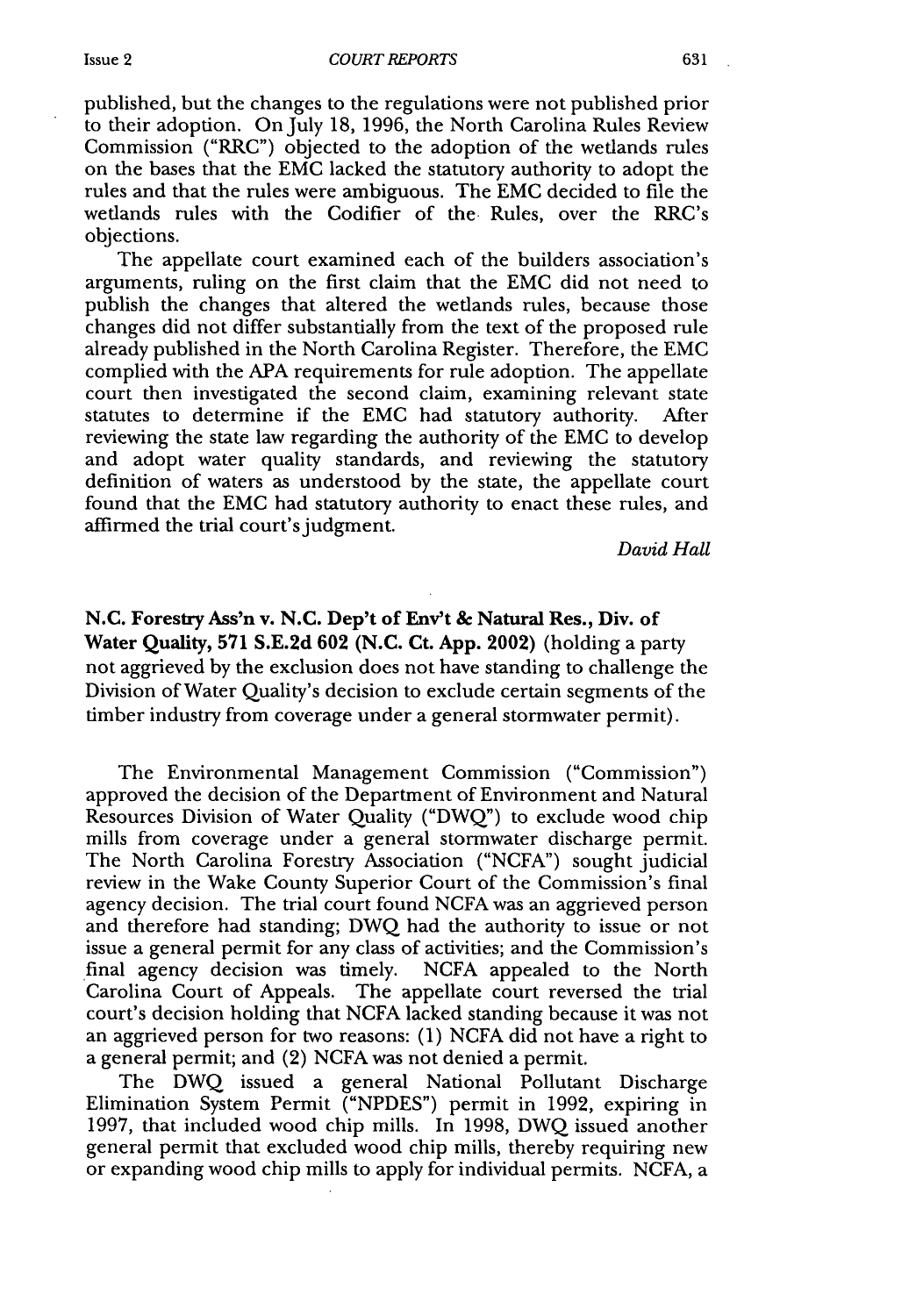published, but the changes to the regulations were not published prior to their adoption. On July 18, 1996, the North Carolina Rules Review Commission ("RRC") objected to the adoption of the wetlands rules on the bases that the EMC lacked the statutory authority to adopt the rules and that the rules were ambiguous. The EMC decided to file the wetlands rules with the Codifier of the Rules, over the RRC's objections.

The appellate court examined each of the builders association's arguments, ruling on the first claim that the EMC did not need to publish the changes that altered the wetlands rules, because those changes did not differ substantially from the text of the proposed rule already published in the North Carolina Register. Therefore, the EMC complied with the APA requirements for rule adoption. The appellate court then investigated the second claim, examining relevant state statutes to determine if the EMC had statutory authority. After reviewing the state law regarding the authority of the EMC to develop and adopt water quality standards, and reviewing the statutory definition of waters as understood by the state, the appellate court found that the EMC had statutory authority to enact these rules, and affirmed the trial court's judgment.

*David Hall*

**N.C. Forestry Ass'n v. N.C. Dep't of Env't & Natural Res., Div. of Water Quality, 571 S.E.2d 602 (N.C. Ct. App. 2002)** (holding a party not aggrieved by the exclusion does not have standing to challenge the Division of Water Quality's decision to exclude certain segments of the timber industry from coverage under a general stormwater permit).

The Environmental Management Commission ("Commission") approved the decision of the Department of Environment and Natural Resources Division of Water Quality ("DWQ") to exclude wood chip mills from coverage under a general stormwater discharge permit. The North Carolina Forestry Association ("NCFA") sought judicial review in the Wake County Superior Court of the Commission's final agency decision. The trial court found NCFA was an aggrieved person and therefore had standing; DWQ had the authority to issue or not issue a general permit for any class of activities; and the Commission's final agency decision was timely. NCFA appealed to the North Carolina Court of Appeals. The appellate court reversed the trial court's decision holding that NCFA lacked standing because it was not an aggrieved person for two reasons: (1) NCFA did not have a right to a general permit; and (2) NCFA was not denied a permit.

The DWQ issued a general National Pollutant Discharge Elimination System Permit ("NPDES") permit in 1992, expiring in 1997, that included wood chip mills. In 1998, DWQ issued another general permit that excluded wood chip mills, thereby requiring new or expanding wood chip mills to apply for individual permits. NCFA, a